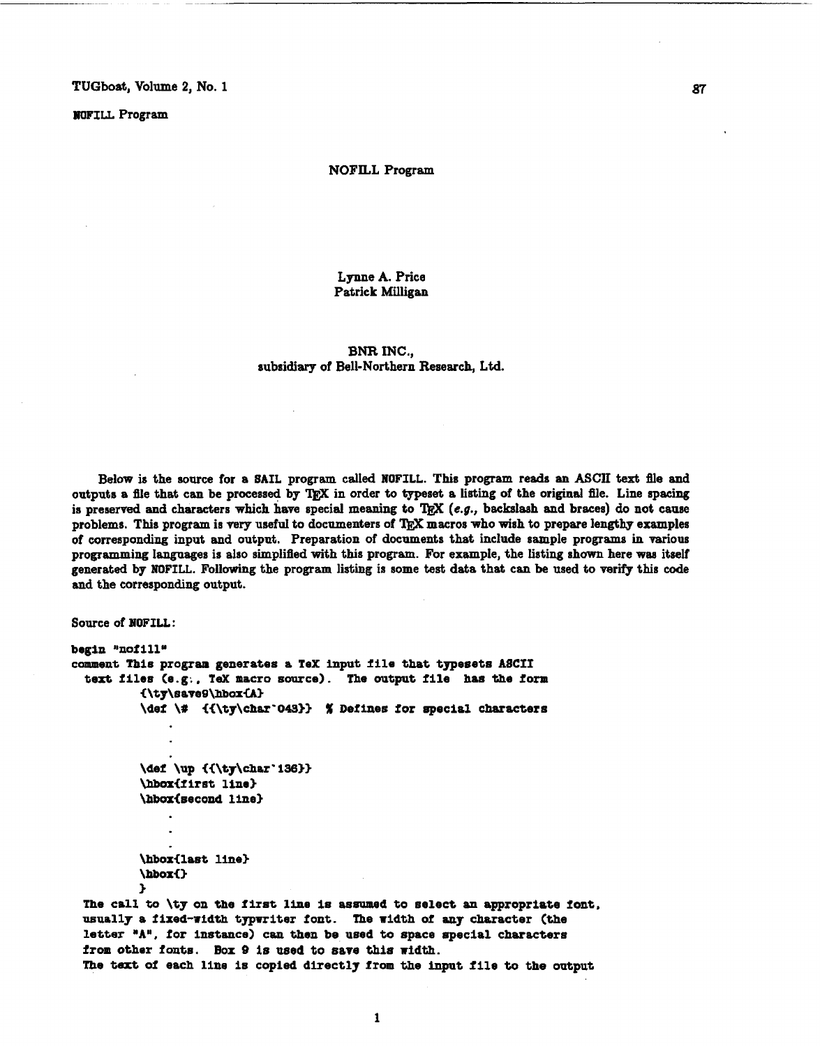# NOFILL Program

Lynne A. Price
Patrick Milligan

BNR INC.,
subsidiary of Bell-Northern Research, Ltd.

Below is the source for a SAIL program called NOFILL. This program reads an ASCII text file and outputs a file that can be processed by TEX in order to typeset a listing of the original file. Line spacing is preserved and characters which have special meaning to TEX (*e.g.*, backslash and braces) do not cause problems. This program is very useful to documenters of TEX macros who wish to prepare lengthy examples of corresponding input and output. Preparation of documents that include sample programs in various programming languages is also simplified with this program. For example, the listing shown here was itself generated by NOFILL. Following the program listing is some test data that can be used to verify this code and the corresponding output.

Source of NOFILL:

```
begin "nofill"
comment This program generates a TeX input file that typesets ASCII
  text files (e.g., TeX macro source).  The output file  has the form
          {\ty\save9\hbox{A}
          \def \#  {{\ty\char'043}}  % Defines for special characters
               .
               .
               .
          \def \up {{\ty\char'136}}
          \hbox{first line}
          \hbox{second line}
               .
               .
               .
          \hbox{last line}
          \hbox{}
          }
  The call to \ty on the first line is assumed to select an appropriate font,
  usually a fixed-width typwriter font.  The width of any character (the
  letter "A", for instance) can then be used to space special characters
  from other fonts.  Box 9 is used to save this width.
  The text of each line is copied directly from the input file to the output
```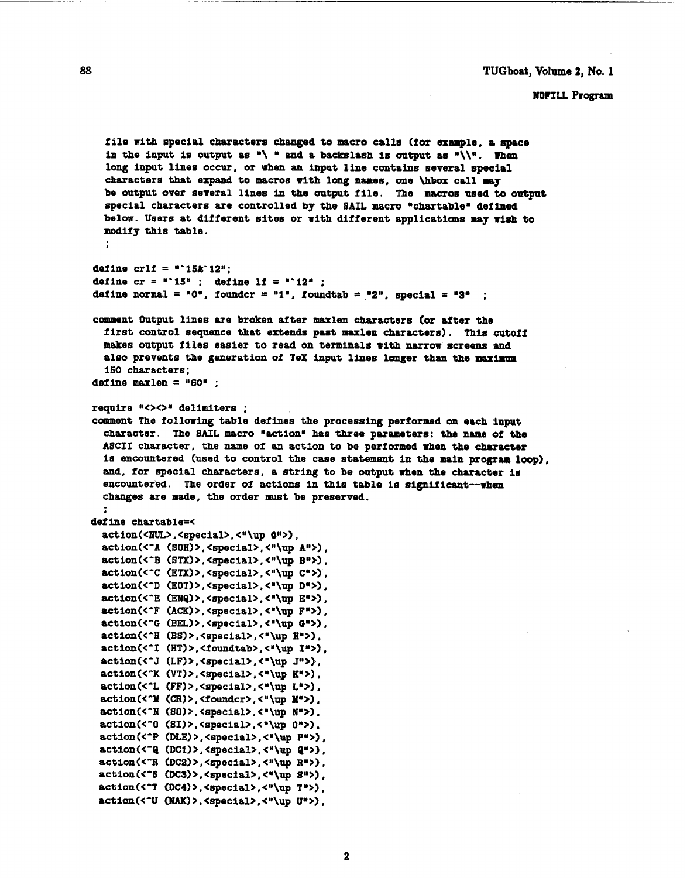```
    file with special characters changed to macro calls (for example, a space
    in the input is output as "\ " and a backslash is output as "\\".  When
    long input lines occur, or when an input line contains several special
    characters that expand to macros with long names, one \hbox call may
    be output over several lines in the output file.  The macros used to output
    special characters are controlled by the SAIL macro "chartable" defined
    below. Users at different sites or with different applications may wish to
    modify this table.
    ;

define crlf = "`15&`12";
define cr = "`15" ;  define lf = "`12" ;
define normal = "0", foundcr = "1", foundtab = "2", special = "3"  ;

comment Output lines are broken after maxlen characters (or after the
    first control sequence that extends past maxlen characters).  This cutoff
    makes output files easier to read on terminals with narrow screens and
    also prevents the generation of TeX input lines longer than the maximum
    150 characters;
define maxlen = "60" ;

require "<><>" delimiters ;
comment The following table defines the processing performed on each input
    character.  The SAIL macro "action" has three parameters: the name of the
    ASCII character, the name of an action to be performed when the character
    is encountered (used to control the case statement in the main program loop),
    and, for special characters, a string to be output when the character is
    encountered.  The order of actions in this table is significant--when
    changes are made, the order must be preserved.
    ;
define chartable=<
  action(<NUL>,<special>,<"\up @">),
  action(<^A (SOH)>,<special>,<"\up A">),
  action(<^B (STX)>,<special>,<"\up B">),
  action(<^C (ETX)>,<special>,<"\up C">),
  action(<^D (EOT)>,<special>,<"\up D">),
  action(<^E (ENQ)>,<special>,<"\up E">),
  action(<^F (ACK)>,<special>,<"\up F">),
  action(<^G (BEL)>,<special>,<"\up G">),
  action(<^H (BS)>,<special>,<"\up H">),
  action(<^I (HT)>,<foundtab>,<"\up I">),
  action(<^J (LF)>,<special>,<"\up J">),
  action(<^K (VT)>,<special>,<"\up K">),
  action(<^L (FF)>,<special>,<"\up L">),
  action(<^M (CR)>,<foundcr>,<"\up M">),
  action(<^N (SO)>,<special>,<"\up N">),
  action(<^O (SI)>,<special>,<"\up O">),
  action(<^P (DLE)>,<special>,<"\up P">),
  action(<^Q (DC1)>,<special>,<"\up Q">),
  action(<^R (DC2)>,<special>,<"\up R">),
  action(<^S (DC3)>,<special>,<"\up S">),
  action(<^T (DC4)>,<special>,<"\up T">),
  action(<^U (NAK)>,<special>,<"\up U">),
```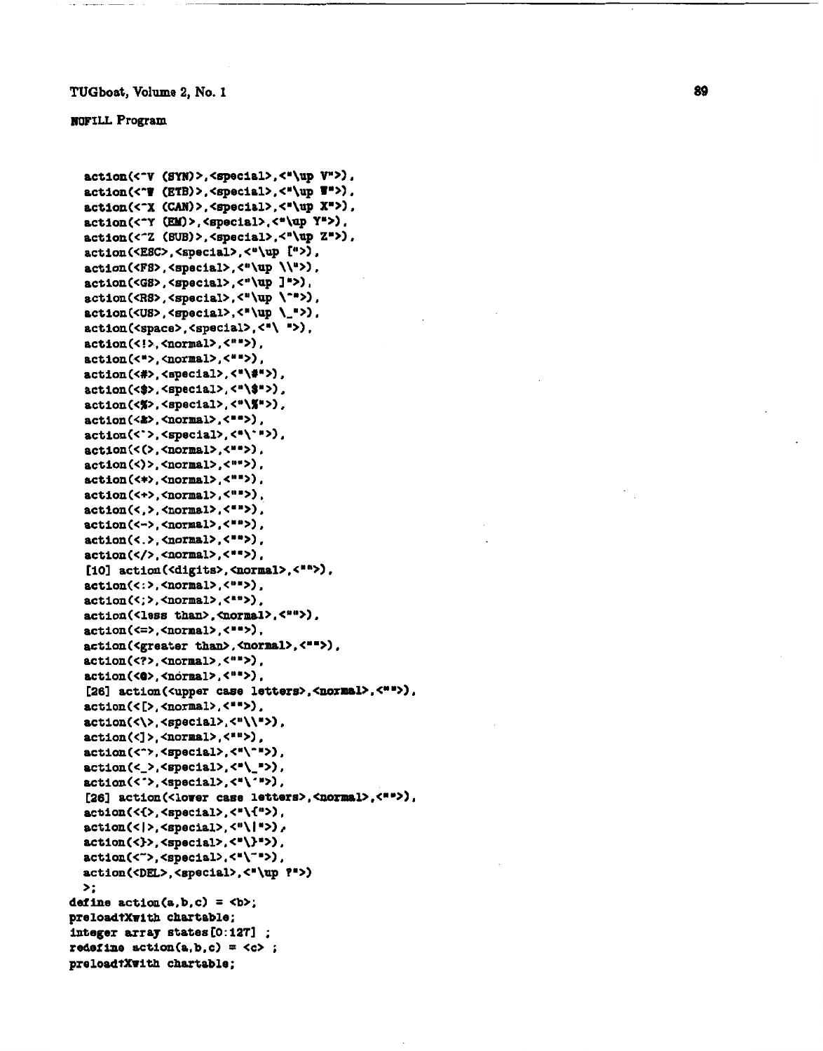NOFILL Program

```
  action(<^V (SYN)>,<special>,<"\up V">),
  action(<^W (ETB)>,<special>,<"\up W">),
  action(<^X (CAN)>,<special>,<"\up X">),
  action(<^Y (EM)>,<special>,<"\up Y">),
  action(<^Z (SUB)>,<special>,<"\up Z">),
  action(<ESC>,<special>,<"\up [">),
  action(<FS>,<special>,<"\up \\">),
  action(<GS>,<special>,<"\up ]">),
  action(<RS>,<special>,<"\up \^">),
  action(<US>,<special>,<"\up \_">),
  action(<space>,<special>,<"\ ">),
  action(<!>,<normal>,<"">),
  action(<">,<normal>,<"">),
  action(<#>,<special>,<"\#">),
  action(<$>,<special>,<"\$">),
  action(<%>,<special>,<"\%">),
  action(<&>,<normal>,<"">),
  action(<'>,<special>,<"\'">),
  action(<(>,<normal>,<"">),
  action(<)>,<normal>,<"">),
  action(<*>,<normal>,<"">),
  action(<+>,<normal>,<"">),
  action(<,>,<normal>,<"">),
  action(<->,<normal>,<"">),
  action(<.>,<normal>,<"">),
  action(</>,<normal>,<"">),
  [10] action(<digits>,<normal>,<"">),
  action(<:>,<normal>,<"">),
  action(<;>,<normal>,<"">),
  action(<less than>,<normal>,<"">),
  action(<=>,<normal>,<"">),
  action(<greater than>,<normal>,<"">),
  action(<?>,<normal>,<"">),
  action(<@>,<normal>,<"">),
  [26] action(<upper case letters>,<normal>,<"">),
  action(<[>,<normal>,<"">),
  action(<\>,<special>,<"\\">),
  action(<]>,<normal>,<"">),
  action(<^>,<special>,<"\^">),
  action(<_>,<special>,<"\_">),
  action(<`>,<special>,<"\`">),
  [26] action(<lower case letters>,<normal>,<"">),
  action(<{>,<special>,<"\{">),
  action(<|>,<special>,<"\|">),
  action(<}>,<special>,<"\}">),
  action(<~>,<special>,<"\~">),
  action(<DEL>,<special>,<"\up ?">)
  >;
define action(a,b,c) = <b>;
preload↑Xwith chartable;
integer array states[0:127] ;
redefine action(a,b,c) = <c> ;
preload↑Xwith chartable;
```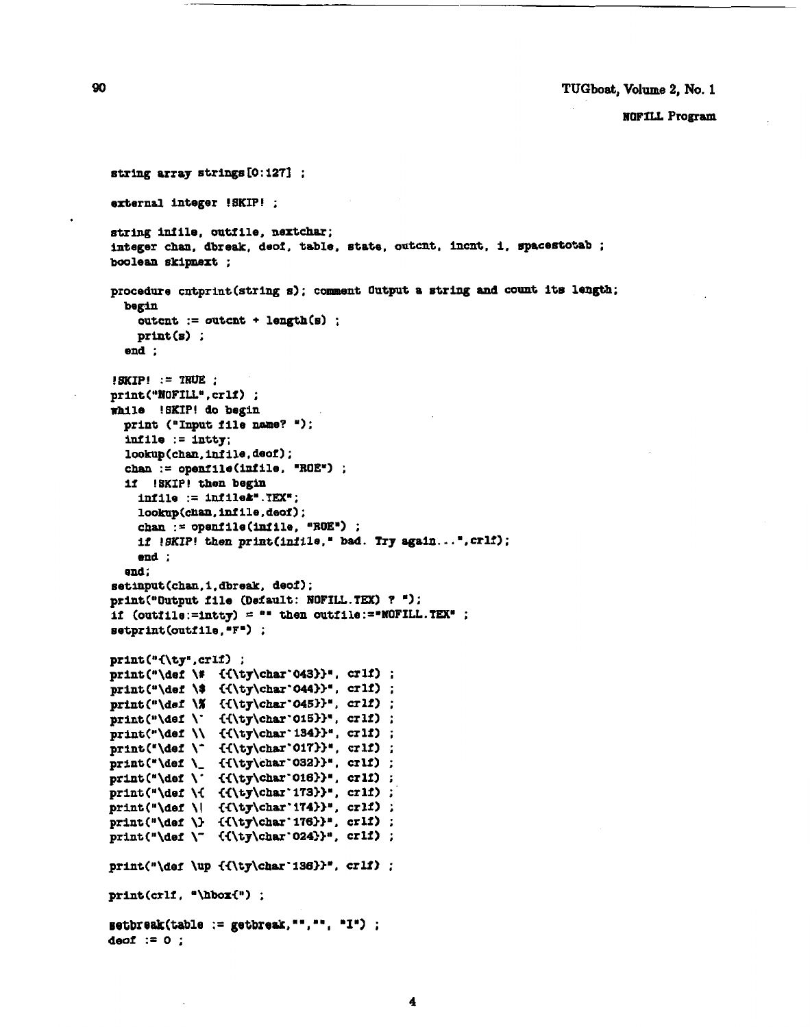NOFILL Program

```
string array strings[0:127] ;

external integer !SKIP! ;

string infile, outfile, nextchar;
integer chan, dbreak, deof, table, state, outcnt, incnt, i, spacestotab ;
boolean skipnext ;

procedure cntprint(string s); comment Output a string and count its length;
  begin
    outcnt := outcnt + length(s) ;
    print(s) ;
  end ;

!SKIP! := TRUE ;
print("NOFILL",crlf) ;
while  !SKIP! do begin
  print ("Input file name? ");
  infile := intty;
  lookup(chan,infile,deof);
  chan := openfile(infile, "ROE") ;
  if  !SKIP! then begin
    infile := infile&".TEX";
    lookup(chan,infile,deof);
    chan := openfile(infile, "ROE") ;
    if !SKIP! then print(infile," bad. Try again...",crlf);
    end ;
  end;
setinput(chan,1,dbreak, deof);
print("Output file (Default: NOFILL.TEX) ? ");
if (outfile:=intty) = "" then outfile:="NOFILL.TEX" ;
setprint(outfile,"F") ;

print("{\ty",crlf) ;
print("\def \#  {{\ty\char'043}}", crlf) ;
print("\def \$  {{\ty\char'044}}", crlf) ;
print("\def \%  {{\ty\char'045}}", crlf) ;
print("\def \'  {{\ty\char'015}}", crlf) ;
print("\def \\  {{\ty\char'134}}", crlf) ;
print("\def \^  {{\ty\char'017}}", crlf) ;
print("\def \_  {{\ty\char'032}}", crlf) ;
print("\def \`  {{\ty\char'016}}", crlf) ;
print("\def \{  {{\ty\char'173}}", crlf) ;
print("\def \|  {{\ty\char'174}}", crlf) ;
print("\def \}  {{\ty\char'176}}", crlf) ;
print("\def \~  {{\ty\char'024}}", crlf) ;

print("\def \up {{\ty\char'136}}", crlf) ;

print(crlf, "\hbox{") ;

setbreak(table := getbreak,"","", "I") ;
deof := 0 ;
```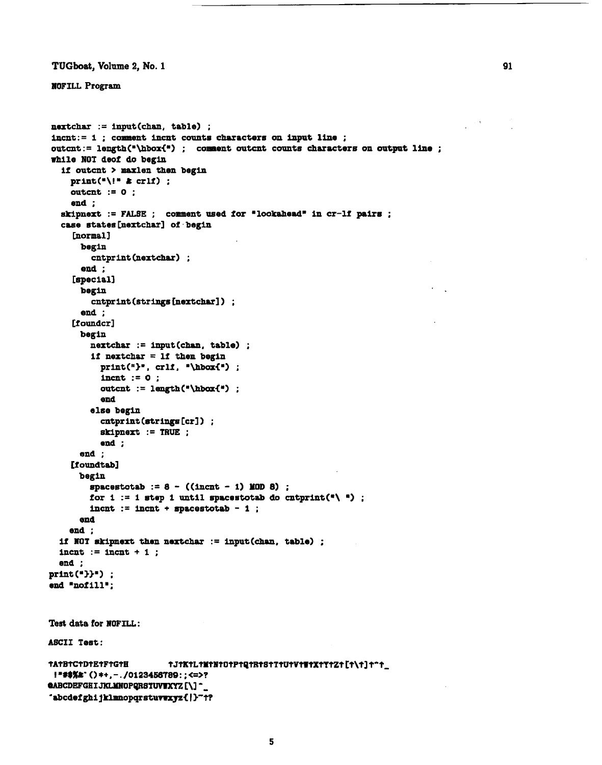NOFILL Program

```
nextchar := input(chan, table) ;
incnt:= 1 ; comment incnt counts characters on input line ;
outcnt:= length("\hbox{") ;  comment outcnt counts characters on output line ;
while NOT deof do begin
  if outcnt > maxlen then begin
    print("\!" & crlf) ;
    outcnt := 0 ;
    end ;
  skipnext := FALSE ;  comment used for "lookahead" in cr-lf pairs ;
  case states[nextchar] of begin
    [normal]
      begin
        cntprint(nextchar) ;
      end ;
    [special]
      begin
        cntprint(strings[nextchar]) ;
      end ;
    [foundcr]
      begin
        nextchar := input(chan, table) ;
        if nextchar = lf then begin
          print("}", crlf, "\hbox{") ;
          incnt := 0 ;
          outcnt := length("\hbox{") ;
          end
        else begin
          cntprint(strings[cr]) ;
          skipnext := TRUE ;
          end ;
      end ;
    [foundtab]
      begin
        spacestotab := 8 - ((incnt - 1) MOD 8) ;
        for i := 1 step 1 until spacestotab do cntprint("\ ") ;
        incnt := incnt + spacestotab - 1 ;
      end
    end ;
  if NOT skipnext then nextchar := input(chan, table) ;
  incnt := incnt + 1 ;
  end ;
print("}}") ;
end "nofill";
```

Test data for NOFILL:

ASCII Test:

```
↑A↑B↑C↑D↑E↑F↑G↑H        ↑J↑K↑L↑M↑N↑O↑P↑Q↑R↑S↑T↑U↑V↑W↑X↑Y↑Z↑[↑\↑]↑^↑_
 !"#$%&'()*+,-./0123456789:;<=>?
@ABCDEFGHIJKLMNOPQRSTUVWXYZ[\]^_
`abcdefghijklmnopqrstuvwxyz{|}~↑?
```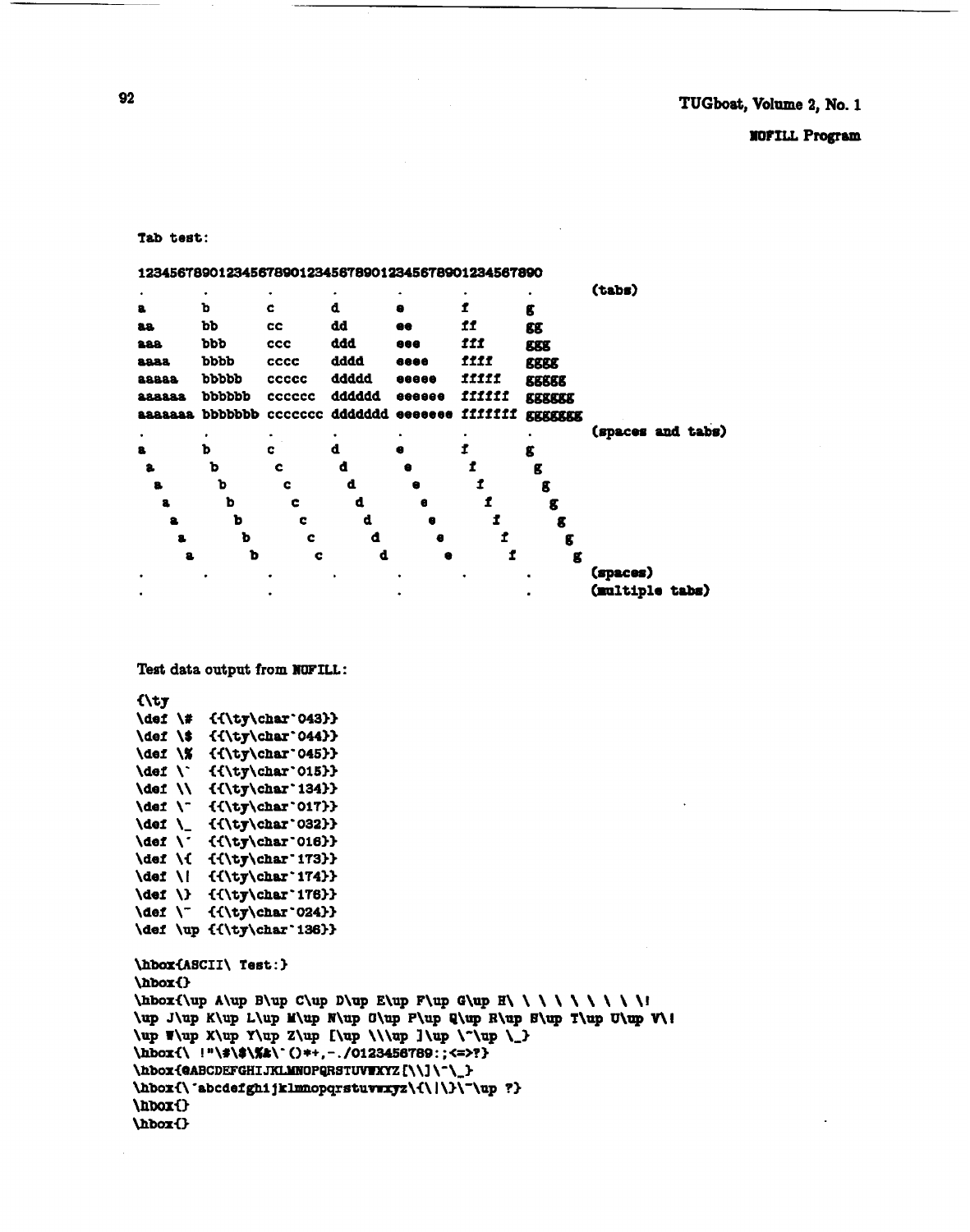Tab test:

```
1234567890123456789012345678901234567890123456789 0
.       .       .       .       .       .       .       (tabs)
a       b       c       d       e       f       g
aa      bb      cc      dd      ee      ff      gg
aaa     bbb     ccc     ddd     eee     fff     ggg
aaaa    bbbb    cccc    dddd    eeee    ffff    gggg
aaaaa   bbbbb   ccccc   ddddd   eeeee   fffff   ggggg
aaaaaa  bbbbbb  cccccc  dddddd  eeeeee  ffffff  gggggg
aaaaaaa bbbbbbb ccccccc ddddddd eeeeeee fffffff ggggggg
.       .       .       .       .       .       .       (spaces and tabs)
a       b       c       d       e       f       g
 a       b       c       d       e       f       g
  a       b       c       d       e       f       g
   a       b       c       d       e       f       g
    a       b       c       d       e       f       g
     a       b       c       d       e       f       g
      a       b       c       d       e       f       g
.       .       .       .       .       .       .       (spaces)
.               .               .               .       (multiple tabs)
```

Test data output from NOFILL:

```
{\ty
\def \#  {{\ty\char'043}}
\def \$  {{\ty\char'044}}
\def \%  {{\ty\char'045}}
\def \`  {{\ty\char'015}}
\def \\  {{\ty\char'134}}
\def \~  {{\ty\char'017}}
\def \_  {{\ty\char'032}}
\def \'  {{\ty\char'016}}
\def \{  {{\ty\char'173}}
\def \|  {{\ty\char'174}}
\def \}  {{\ty\char'176}}
\def \^  {{\ty\char'024}}
\def \up {{\ty\char'136}}

\hbox{ASCII\ Test:}
\hbox{}
\hbox{\up A\up B\up C\up D\up E\up F\up G\up H\ \ \ \ \ \ \ \ \!
\up J\up K\up L\up M\up N\up O\up P\up Q\up R\up S\up T\up U\up V\!
\up W\up X\up Y\up Z\up [\up \\\up ]\up \^\up \_}
\hbox{\ !"\#\$\%&\'()*+,-./0123456789:;<=>?}
\hbox{@ABCDEFGHIJKLMNOPQRSTUVWXYZ[\\]\^\_}
\hbox{\`abcdefghijklmnopqrstuvwxyz\{\|\}\~\up ?}
\hbox{}
\hbox{}
```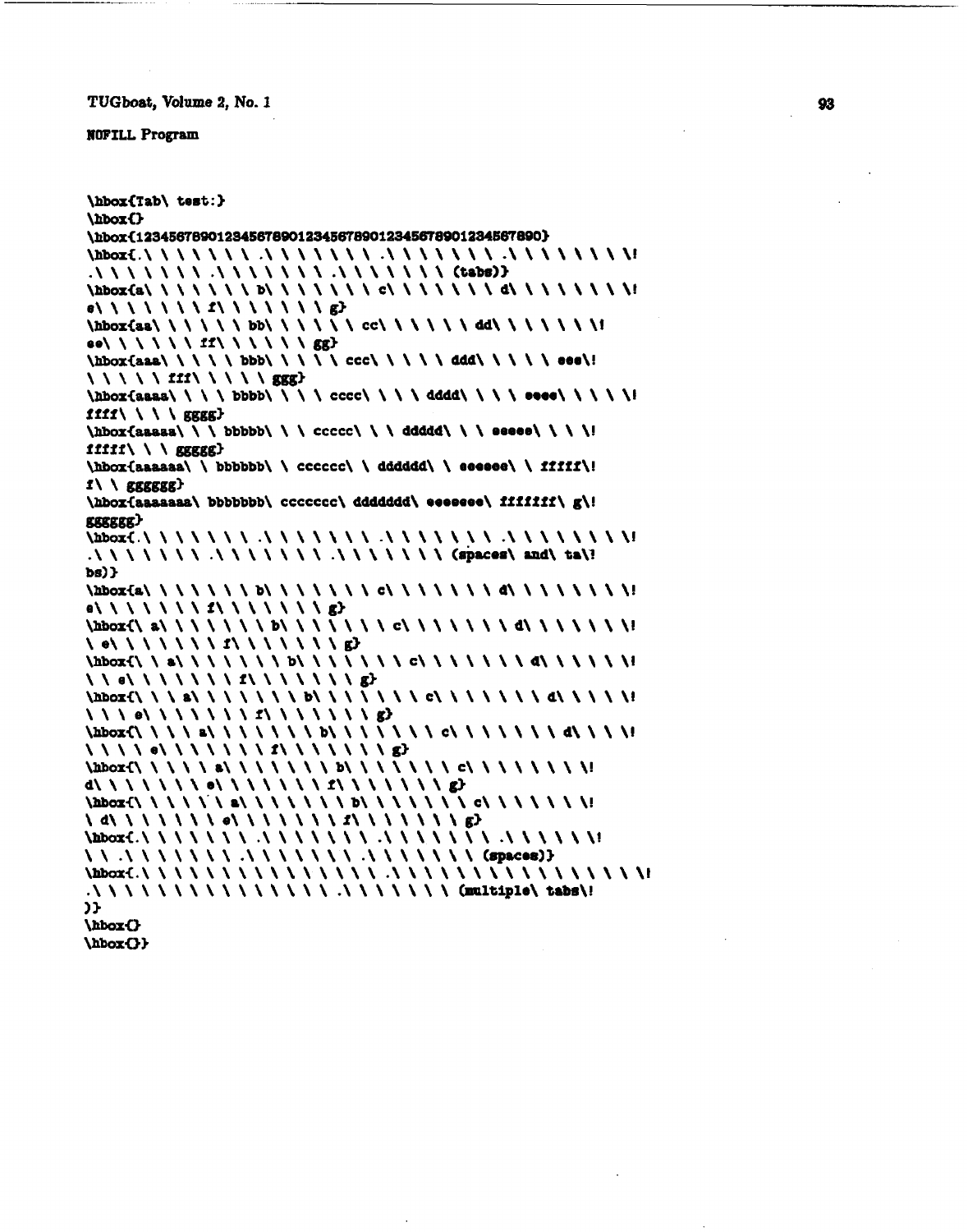NOFILL Program

```
\hbox{Tab\ test:}
\hbox{}
\hbox{1234567890123456789012345678901234567890123456789O}
\hbox{.\ \ \ \ \ \ \ .\ \ \ \ \ \ \ .\ \ \ \ \ \ \ .\ \ \ \ \ \ \ \!
.\ \ \ \ \ \ \ .\ \ \ \ \ \ \ .\ \ \ \ \ \ \ (tabs)}
\hbox{a\ \ \ \ \ \ \ b\ \ \ \ \ \ \ c\ \ \ \ \ \ \ d\ \ \ \ \ \ \ \!
e\ \ \ \ \ \ \ f\ \ \ \ \ \ \ g}
\hbox{aa\ \ \ \ \ \ bb\ \ \ \ \ \ cc\ \ \ \ \ \ dd\ \ \ \ \ \ \!
ee\ \ \ \ \ \ ff\ \ \ \ \ \ gg}
\hbox{aaa\ \ \ \ \ bbb\ \ \ \ \ ccc\ \ \ \ \ ddd\ \ \ \ \ eee\!
\ \ \ \ \ fff\ \ \ \ \ ggg}
\hbox{aaaa\ \ \ \ bbbb\ \ \ \ cccc\ \ \ \ dddd\ \ \ \ eeee\ \ \ \ \!
ffff\ \ \ \ gggg}
\hbox{aaaaa\ \ \ bbbbb\ \ \ ccccc\ \ \ ddddd\ \ \ eeeee\ \ \ \!
fffff\ \ \ ggggg}
\hbox{aaaaaa\ \ bbbbbb\ \ cccccc\ \ dddddd\ \ eeeeee\ \ fffff\!
f\ \ gggggg}
\hbox{aaaaaaa\ bbbbbbb\ ccccccc\ ddddddd\ eeeeeee\ fffffff\ g\!
gggggg}
\hbox{.\ \ \ \ \ \ \ .\ \ \ \ \ \ \ .\ \ \ \ \ \ \ .\ \ \ \ \ \ \ \!
.\ \ \ \ \ \ \ .\ \ \ \ \ \ \ .\ \ \ \ \ \ \ (spaces\ and\ ta\!
bs)}
\hbox{a\ \ \ \ \ \ \ b\ \ \ \ \ \ \ c\ \ \ \ \ \ \ d\ \ \ \ \ \ \ \!
e\ \ \ \ \ \ \ f\ \ \ \ \ \ \ g}
\hbox{\ a\ \ \ \ \ \ \ b\ \ \ \ \ \ \ c\ \ \ \ \ \ \ d\ \ \ \ \ \ \!
\ e\ \ \ \ \ \ \ f\ \ \ \ \ \ \ g}
\hbox{\ \ a\ \ \ \ \ \ \ b\ \ \ \ \ \ \ c\ \ \ \ \ \ \ d\ \ \ \ \ \!
\ \ e\ \ \ \ \ \ \ f\ \ \ \ \ \ \ g}
\hbox{\ \ \ a\ \ \ \ \ \ \ b\ \ \ \ \ \ \ c\ \ \ \ \ \ \ d\ \ \ \ \!
\ \ \ e\ \ \ \ \ \ \ f\ \ \ \ \ \ \ g}
\hbox{\ \ \ \ a\ \ \ \ \ \ \ b\ \ \ \ \ \ \ c\ \ \ \ \ \ \ d\ \ \ \!
\ \ \ \ e\ \ \ \ \ \ \ f\ \ \ \ \ \ \ g}
\hbox{\ \ \ \ \ a\ \ \ \ \ \ \ b\ \ \ \ \ \ \ c\ \ \ \ \ \ \ \!
d\ \ \ \ \ \ \ e\ \ \ \ \ \ \ f\ \ \ \ \ \ \ g}
\hbox{\ \ \ \ \ \ a\ \ \ \ \ \ \ b\ \ \ \ \ \ \ c\ \ \ \ \ \ \!
\ d\ \ \ \ \ \ \ e\ \ \ \ \ \ \ f\ \ \ \ \ \ \ g}
\hbox{.\ \ \ \ \ \ \ .\ \ \ \ \ \ \ .\ \ \ \ \ \ \ .\ \ \ \ \ \!
\ \ .\ \ \ \ \ \ \ .\ \ \ \ \ \ \ .\ \ \ \ \ \ \ (spaces)}
\hbox{.\ \ \ \ \ \ \ \ \ \ \ \ \ \ \ .\ \ \ \ \ \ \ \ \ \ \ \ \ \ \ \!
.\ \ \ \ \ \ \ \ \ \ \ \ \ \ \ .\ \ \ \ \ \ \ (multiple\ tabs\!
)}
\hbox{}
\hbox{}}
```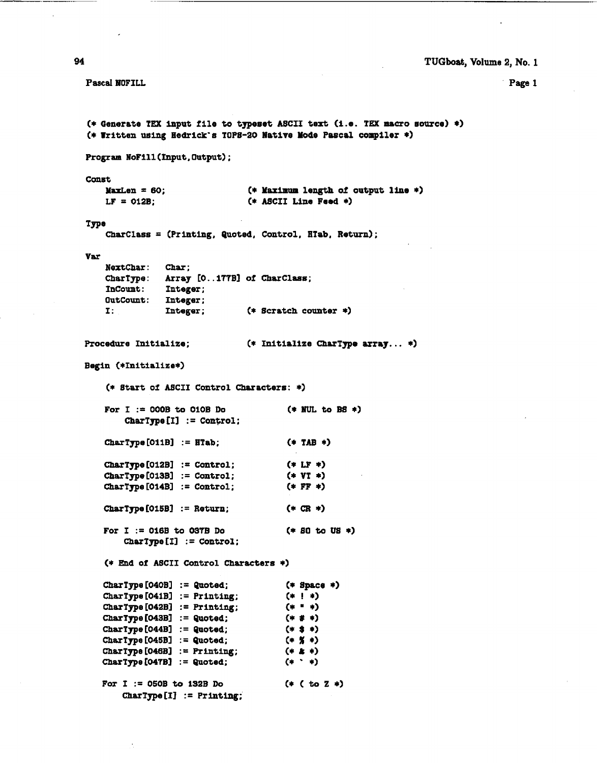Pascal NOFILL

Page 1

```
(* Generate TEX input file to typeset ASCII text (i.e. TEX macro source) *)
(* Written using Hedrick's TOPS-20 Native Mode Pascal compiler *)

Program NoFill(Input,Output);

Const
    MaxLen = 60;                (* Maximum length of output line *)
    LF = 012B;                  (* ASCII Line Feed *)

Type
    CharClass = (Printing, Quoted, Control, HTab, Return);

Var
    NextChar:   Char;
    CharType:   Array [0..177B] of CharClass;
    InCount:    Integer;
    OutCount:   Integer;
    I:          Integer;        (* Scratch counter *)


Procedure Initialize;           (* Initialize CharType array... *)

Begin (*Initialize*)

    (* Start of ASCII Control Characters: *)

    For I := 000B to 010B Do            (* NUL to BS *)
        CharType[I] := Control;

    CharType[011B] := HTab;             (* TAB *)

    CharType[012B] := Control;          (* LF *)
    CharType[013B] := Control;          (* VT *)
    CharType[014B] := Control;          (* FF *)

    CharType[015B] := Return;           (* CR *)

    For I := 016B to 037B Do            (* SO to US *)
        CharType[I] := Control;

    (* End of ASCII Control Characters *)

    CharType[040B] := Quoted;           (* Space *)
    CharType[041B] := Printing;         (* ! *)
    CharType[042B] := Printing;         (* " *)
    CharType[043B] := Quoted;           (* # *)
    CharType[044B] := Quoted;           (* $ *)
    CharType[045B] := Quoted;           (* % *)
    CharType[046B] := Printing;         (* & *)
    CharType[047B] := Quoted;           (* ` *)

    For I := 050B to 132B Do            (* ( to Z *)
        CharType[I] := Printing;
```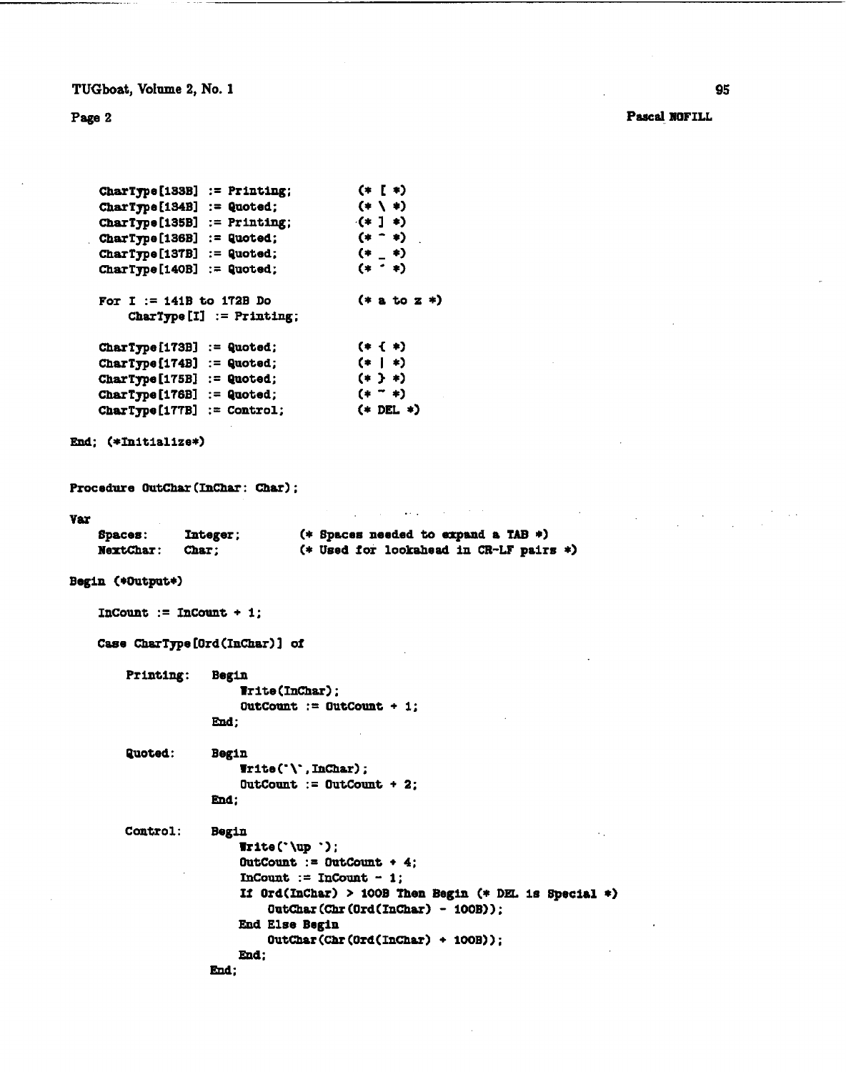```
    CharType[133B] := Printing;         (* [ *)
    CharType[134B] := Quoted;           (* \ *)
    CharType[135B] := Printing;         (* ] *)
    CharType[136B] := Quoted;           (* ^ *)
    CharType[137B] := Quoted;           (* _ *)
    CharType[140B] := Quoted;           (* ` *)

    For I := 141B to 172B Do            (* a to z *)
        CharType[I] := Printing;

    CharType[173B] := Quoted;           (* { *)
    CharType[174B] := Quoted;           (* | *)
    CharType[175B] := Quoted;           (* } *)
    CharType[176B] := Quoted;           (* ~ *)
    CharType[177B] := Control;          (* DEL *)

End; (*Initialize*)


Procedure OutChar(InChar: Char);

Var
    Spaces:     Integer;        (* Spaces needed to expand a TAB *)
    NextChar:   Char;           (* Used for lookahead in CR-LF pairs *)

Begin (*Output*)

    InCount := InCount + 1;

    Case CharType[Ord(InChar)] of

        Printing:   Begin
                        Write(InChar);
                        OutCount := OutCount + 1;
                    End;

        Quoted:     Begin
                        Write('\',InChar);
                        OutCount := OutCount + 2;
                    End;

        Control:    Begin
                        Write('\up ');
                        OutCount := OutCount + 4;
                        InCount := InCount - 1;
                        If Ord(InChar) > 100B Then Begin (* DEL is Special *)
                            OutChar(Chr(Ord(InChar) - 100B));
                        End Else Begin
                            OutChar(Chr(Ord(InChar) + 100B));
                        End;
                    End;
```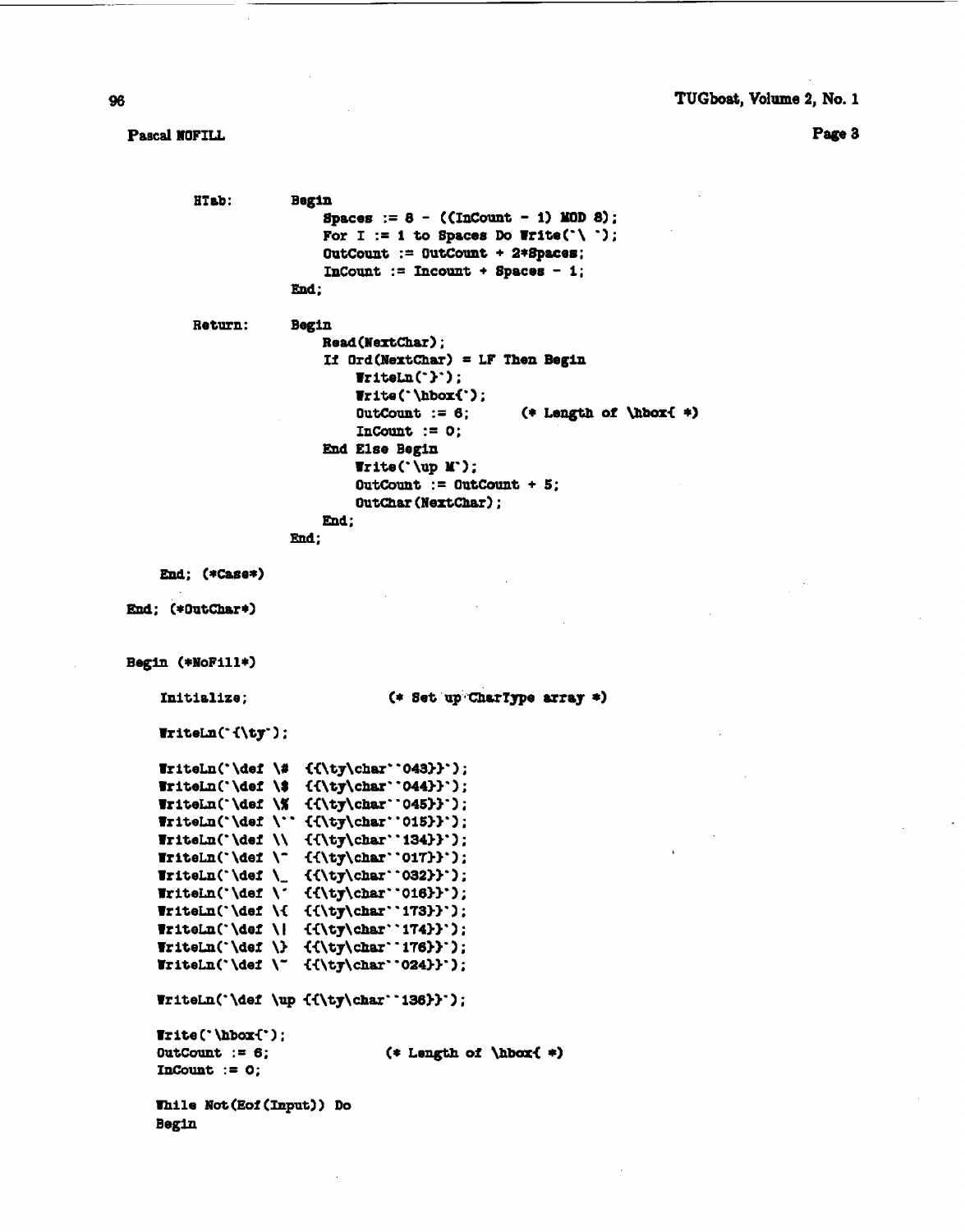Pascal NOFILL

Page 3

```
        HTab:       Begin
                        Spaces := 8 - ((InCount - 1) MOD 8);
                        For I := 1 to Spaces Do Write('\ ');
                        OutCount := OutCount + 2*Spaces;
                        InCount := Incount + Spaces - 1;
                    End;

        Return:     Begin
                        Read(NextChar);
                        If Ord(NextChar) = LF Then Begin
                            WriteLn('}');
                            Write('\hbox{');
                            OutCount := 6;      (* Length of \hbox{ *)
                            InCount := 0;
                        End Else Begin
                            Write('\up M');
                            OutCount := OutCount + 5;
                            OutChar(NextChar);
                        End;
                    End;

    End; (*Case*)

End; (*OutChar*)


Begin (*NoFill*)

    Initialize;                 (* Set up CharType array *)

    WriteLn('{\ty');

    WriteLn('\def \#  {{\ty\char''043}}');
    WriteLn('\def \$  {{\ty\char''044}}');
    WriteLn('\def \%  {{\ty\char''045}}');
    WriteLn('\def \'' {{\ty\char''015}}');
    WriteLn('\def \\  {{\ty\char''134}}');
    WriteLn('\def \^  {{\ty\char''017}}');
    WriteLn('\def \_  {{\ty\char''032}}');
    WriteLn('\def \`  {{\ty\char''016}}');
    WriteLn('\def \{  {{\ty\char''173}}');
    WriteLn('\def \|  {{\ty\char''174}}');
    WriteLn('\def \}  {{\ty\char''176}}');
    WriteLn('\def \~  {{\ty\char''024}}');

    WriteLn('\def \up {{\ty\char''136}}');

    Write('\hbox{');
    OutCount := 6;              (* Length of \hbox{ *)
    InCount := 0;

    While Not(Eof(Input)) Do
    Begin
```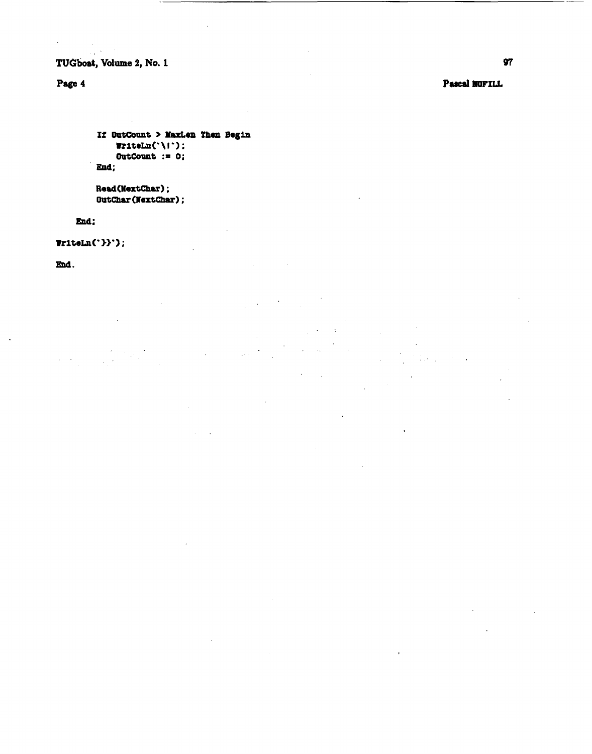```
        If OutCount > MaxLen Then Begin
            WriteLn('\!');
            OutCount := 0;
        End;

        Read(NextChar);
        OutChar(NextChar);

    End;

WriteLn('}}');

End.
```